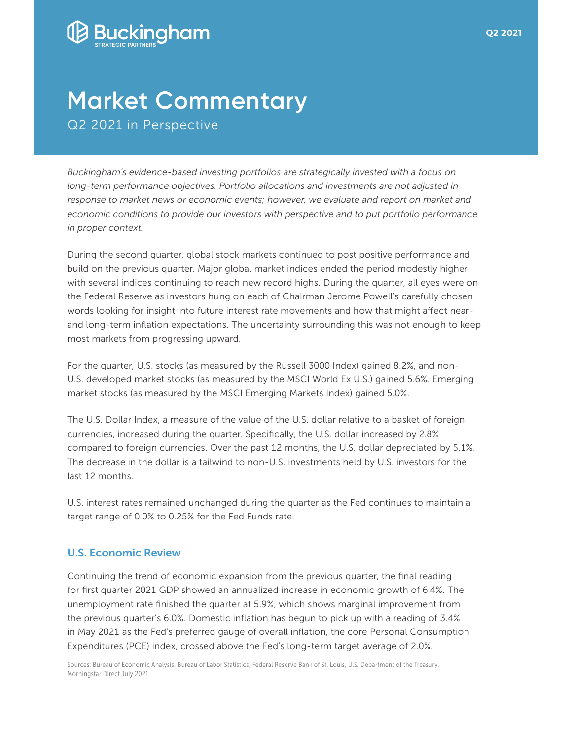Buckingham STRATEGIC PARTNERS

Q2 2021

# Market Commentary

Q2 2021 in Perspective

*Buckingham's evidence-based investing portfolios are strategically invested with a focus on long-term performance objectives. Portfolio allocations and investments are not adjusted in response to market news or economic events; however, we evaluate and report on market and economic conditions to provide our investors with perspective and to put portfolio performance in proper context.*

During the second quarter, global stock markets continued to post positive performance and build on the previous quarter. Major global market indices ended the period modestly higher with several indices continuing to reach new record highs. During the quarter, all eyes were on the Federal Reserve as investors hung on each of Chairman Jerome Powell's carefully chosen words looking for insight into future interest rate movements and how that might affect near- and long-term inflation expectations. The uncertainty surrounding this was not enough to keep most markets from progressing upward.

For the quarter, U.S. stocks (as measured by the Russell 3000 Index) gained 8.2%, and non-U.S. developed market stocks (as measured by the MSCI World Ex U.S.) gained 5.6%. Emerging market stocks (as measured by the MSCI Emerging Markets Index) gained 5.0%.

The U.S. Dollar Index, a measure of the value of the U.S. dollar relative to a basket of foreign currencies, increased during the quarter. Specifically, the U.S. dollar increased by 2.8% compared to foreign currencies. Over the past 12 months, the U.S. dollar depreciated by 5.1%. The decrease in the dollar is a tailwind to non-U.S. investments held by U.S. investors for the last 12 months.

U.S. interest rates remained unchanged during the quarter as the Fed continues to maintain a target range of 0.0% to 0.25% for the Fed Funds rate.

## U.S. Economic Review

Continuing the trend of economic expansion from the previous quarter, the final reading for first quarter 2021 GDP showed an annualized increase in economic growth of 6.4%. The unemployment rate finished the quarter at 5.9%, which shows marginal improvement from the previous quarter's 6.0%. Domestic inflation has begun to pick up with a reading of 3.4% in May 2021 as the Fed's preferred gauge of overall inflation, the core Personal Consumption Expenditures (PCE) index, crossed above the Fed's long-term target average of 2.0%.

Sources: Bureau of Economic Analysis, Bureau of Labor Statistics, Federal Reserve Bank of St. Louis, U.S. Department of the Treasury, Morningstar Direct July 2021.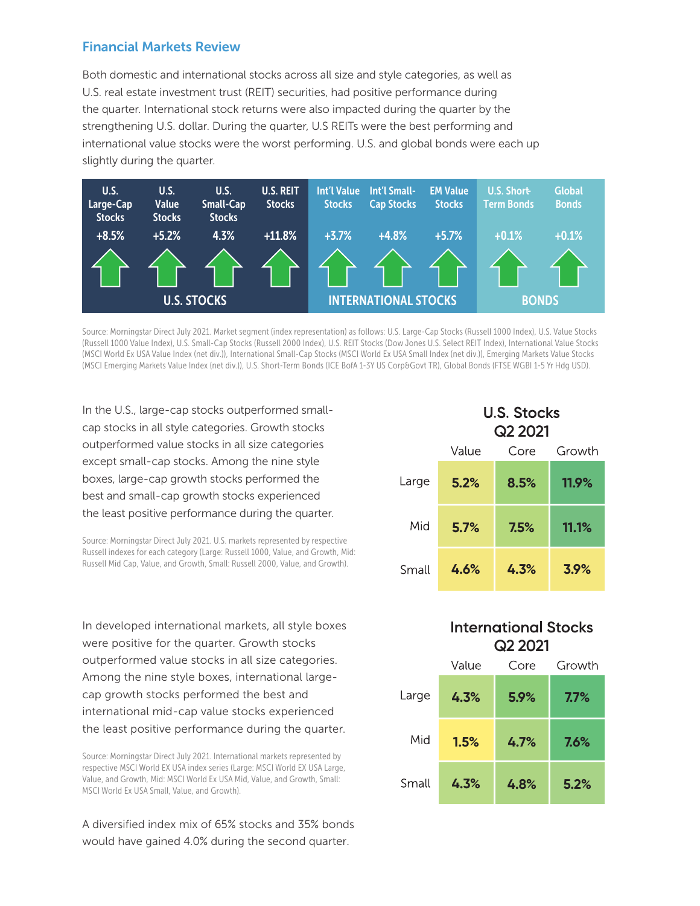## Financial Markets Review

Both domestic and international stocks across all size and style categories, as well as U.S. real estate investment trust (REIT) securities, had positive performance during the quarter. International stock returns were also impacted during the quarter by the strengthening U.S. dollar. During the quarter, U.S REITs were the best performing and international value stocks were the worst performing. U.S. and global bonds were each up slightly during the quarter.

| U.S. STOCKS | | | | INTERNATIONAL STOCKS | | | BONDS | |
|---|---|---|---|---|---|---|---|---|
| U.S. Large-Cap Stocks | U.S. Value Stocks | U.S. Small-Cap Stocks | U.S. REIT Stocks | Int'l Value Stocks | Int'l Small-Cap Stocks | EM Value Stocks | U.S. Short-Term Bonds | Global Bonds |
| +8.5% | +5.2% | 4.3% | +11.8% | +3.7% | +4.8% | +5.7% | +0.1% | +0.1% |

Source: Morningstar Direct July 2021. Market segment (index representation) as follows: U.S. Large-Cap Stocks (Russell 1000 Index), U.S. Value Stocks (Russell 1000 Value Index), U.S. Small-Cap Stocks (Russell 2000 Index), U.S. REIT Stocks (Dow Jones U.S. Select REIT Index), International Value Stocks (MSCI World Ex USA Value Index (net div.)), International Small-Cap Stocks (MSCI World Ex USA Small Index (net div.)), Emerging Markets Value Stocks (MSCI Emerging Markets Value Index (net div.)), U.S. Short-Term Bonds (ICE BofA 1-3Y US Corp&Govt TR), Global Bonds (FTSE WGBI 1-5 Yr Hdg USD).

In the U.S., large-cap stocks outperformed small-cap stocks in all style categories. Growth stocks outperformed value stocks in all size categories except small-cap stocks. Among the nine style boxes, large-cap growth stocks performed the best and small-cap growth stocks experienced the least positive performance during the quarter.

Source: Morningstar Direct July 2021. U.S. markets represented by respective Russell indexes for each category (Large: Russell 1000, Value, and Growth, Mid: Russell Mid Cap, Value, and Growth, Small: Russell 2000, Value, and Growth).

**U.S. Stocks Q2 2021**

| | Value | Core | Growth |
|---|---|---|---|
| Large | 5.2% | 8.5% | 11.9% |
| Mid | 5.7% | 7.5% | 11.1% |
| Small | 4.6% | 4.3% | 3.9% |

In developed international markets, all style boxes were positive for the quarter. Growth stocks outperformed value stocks in all size categories. Among the nine style boxes, international large-cap growth stocks performed the best and international mid-cap value stocks experienced the least positive performance during the quarter.

Source: Morningstar Direct July 2021. International markets represented by respective MSCI World EX USA index series (Large: MSCI World Ex USA Large, Value, and Growth, Mid: MSCI World Ex USA Mid, Value, and Growth, Small: MSCI World Ex USA Small, Value, and Growth).

**International Stocks Q2 2021**

| | Value | Core | Growth |
|---|---|---|---|
| Large | 4.3% | 5.9% | 7.7% |
| Mid | 1.5% | 4.7% | 7.6% |
| Small | 4.3% | 4.8% | 5.2% |

A diversified index mix of 65% stocks and 35% bonds would have gained 4.0% during the second quarter.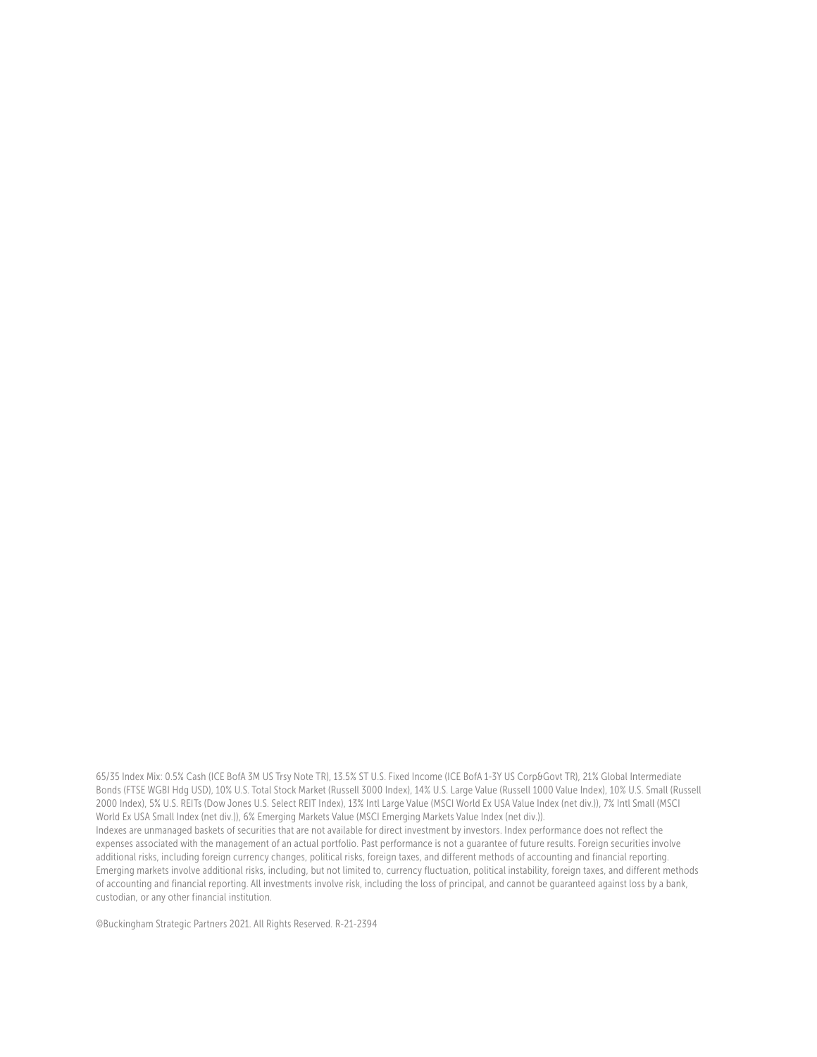65/35 Index Mix: 0.5% Cash (ICE BofA 3M US Trsy Note TR), 13.5% ST U.S. Fixed Income (ICE BofA 1-3Y US Corp&Govt TR), 21% Global Intermediate Bonds (FTSE WGBI Hdg USD), 10% U.S. Total Stock Market (Russell 3000 Index), 14% U.S. Large Value (Russell 1000 Value Index), 10% U.S. Small (Russell 2000 Index), 5% U.S. REITs (Dow Jones U.S. Select REIT Index), 13% Intl Large Value (MSCI World Ex USA Value Index (net div.)), 7% Intl Small (MSCI World Ex USA Small Index (net div.)), 6% Emerging Markets Value (MSCI Emerging Markets Value Index (net div.)).

Indexes are unmanaged baskets of securities that are not available for direct investment by investors. Index performance does not reflect the expenses associated with the management of an actual portfolio. Past performance is not a guarantee of future results. Foreign securities involve additional risks, including foreign currency changes, political risks, foreign taxes, and different methods of accounting and financial reporting. Emerging markets involve additional risks, including, but not limited to, currency fluctuation, political instability, foreign taxes, and different methods of accounting and financial reporting. All investments involve risk, including the loss of principal, and cannot be guaranteed against loss by a bank, custodian, or any other financial institution.

©Buckingham Strategic Partners 2021. All Rights Reserved. R-21-2394